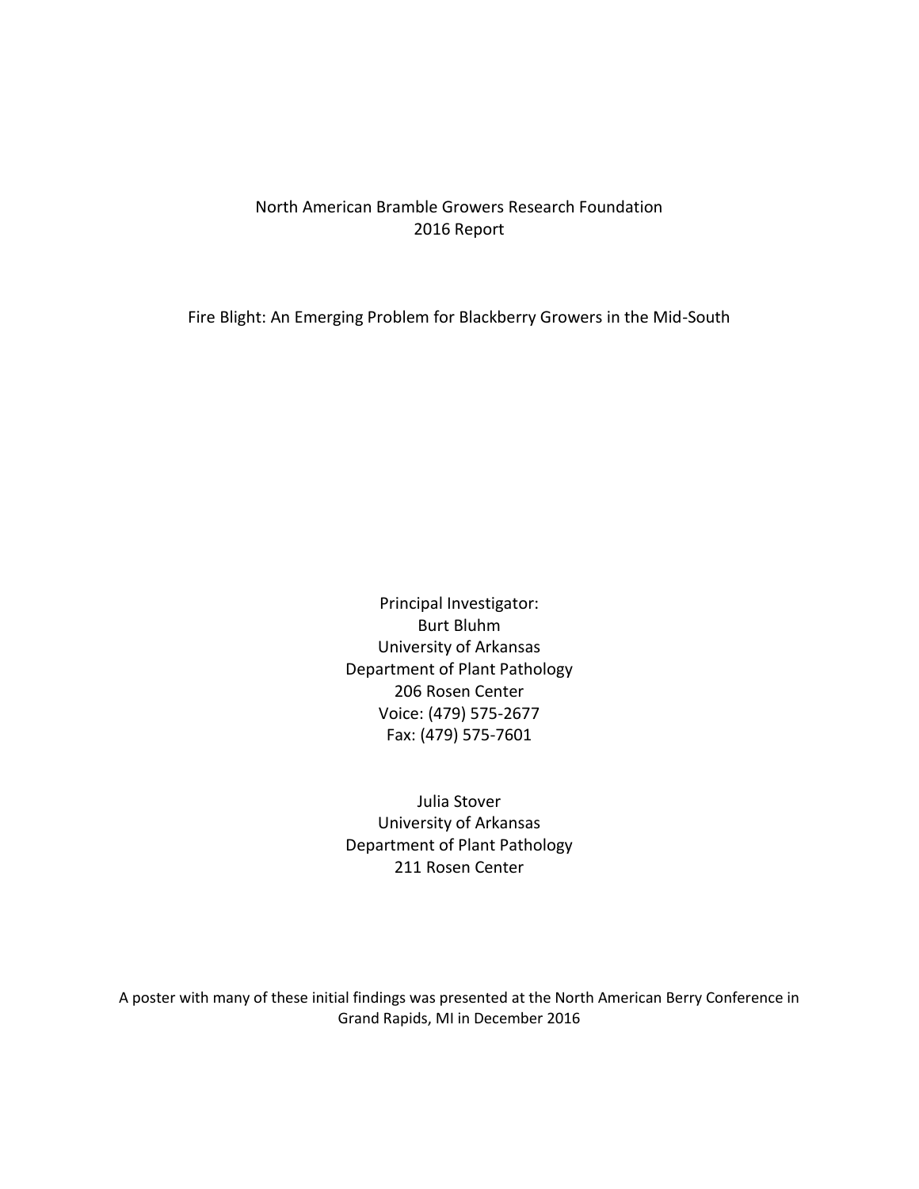North American Bramble Growers Research Foundation
2016 Report

# Fire Blight: An Emerging Problem for Blackberry Growers in the Mid-South

Principal Investigator:
Burt Bluhm
University of Arkansas
Department of Plant Pathology
206 Rosen Center
Voice: (479) 575-2677
Fax: (479) 575-7601

Julia Stover
University of Arkansas
Department of Plant Pathology
211 Rosen Center

A poster with many of these initial findings was presented at the North American Berry Conference in Grand Rapids, MI in December 2016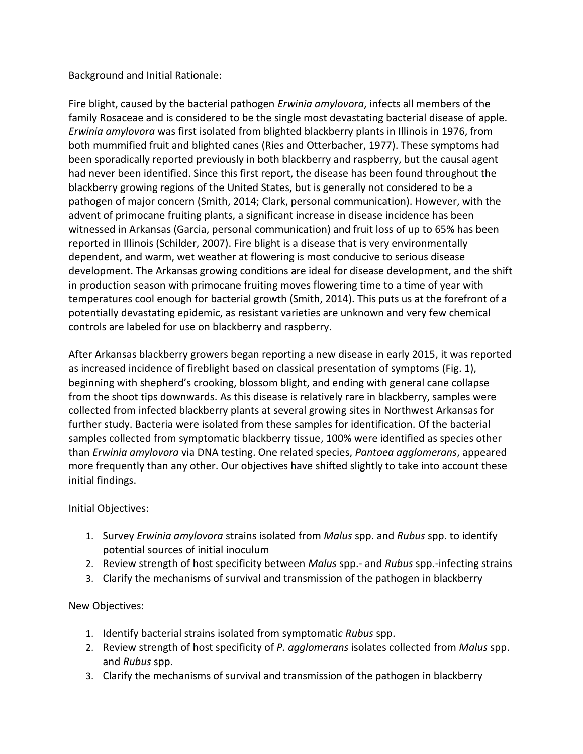Background and Initial Rationale:

Fire blight, caused by the bacterial pathogen *Erwinia amylovora*, infects all members of the family Rosaceae and is considered to be the single most devastating bacterial disease of apple. *Erwinia amylovora* was first isolated from blighted blackberry plants in Illinois in 1976, from both mummified fruit and blighted canes (Ries and Otterbacher, 1977). These symptoms had been sporadically reported previously in both blackberry and raspberry, but the causal agent had never been identified. Since this first report, the disease has been found throughout the blackberry growing regions of the United States, but is generally not considered to be a pathogen of major concern (Smith, 2014; Clark, personal communication). However, with the advent of primocane fruiting plants, a significant increase in disease incidence has been witnessed in Arkansas (Garcia, personal communication) and fruit loss of up to 65% has been reported in Illinois (Schilder, 2007). Fire blight is a disease that is very environmentally dependent, and warm, wet weather at flowering is most conducive to serious disease development. The Arkansas growing conditions are ideal for disease development, and the shift in production season with primocane fruiting moves flowering time to a time of year with temperatures cool enough for bacterial growth (Smith, 2014). This puts us at the forefront of a potentially devastating epidemic, as resistant varieties are unknown and very few chemical controls are labeled for use on blackberry and raspberry.

After Arkansas blackberry growers began reporting a new disease in early 2015, it was reported as increased incidence of fireblight based on classical presentation of symptoms (Fig. 1), beginning with shepherd's crooking, blossom blight, and ending with general cane collapse from the shoot tips downwards. As this disease is relatively rare in blackberry, samples were collected from infected blackberry plants at several growing sites in Northwest Arkansas for further study. Bacteria were isolated from these samples for identification. Of the bacterial samples collected from symptomatic blackberry tissue, 100% were identified as species other than *Erwinia amylovora* via DNA testing. One related species, *Pantoea agglomerans*, appeared more frequently than any other. Our objectives have shifted slightly to take into account these initial findings.

Initial Objectives:

1. Survey *Erwinia amylovora* strains isolated from *Malus* spp. and *Rubus* spp. to identify potential sources of initial inoculum
2. Review strength of host specificity between *Malus* spp.- and *Rubus* spp.-infecting strains
3. Clarify the mechanisms of survival and transmission of the pathogen in blackberry

New Objectives:

1. Identify bacterial strains isolated from symptomatic *Rubus* spp.
2. Review strength of host specificity of *P. agglomerans* isolates collected from *Malus* spp. and *Rubus* spp.
3. Clarify the mechanisms of survival and transmission of the pathogen in blackberry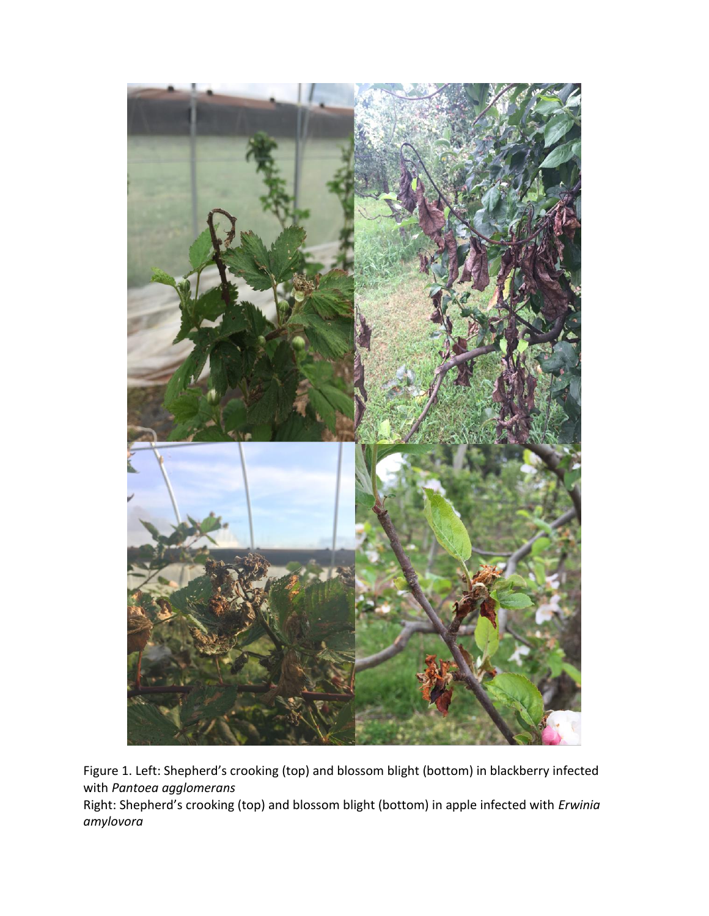Figure 1. Left: Shepherd's crooking (top) and blossom blight (bottom) in blackberry infected with *Pantoea agglomerans*
Right: Shepherd's crooking (top) and blossom blight (bottom) in apple infected with *Erwinia amylovora*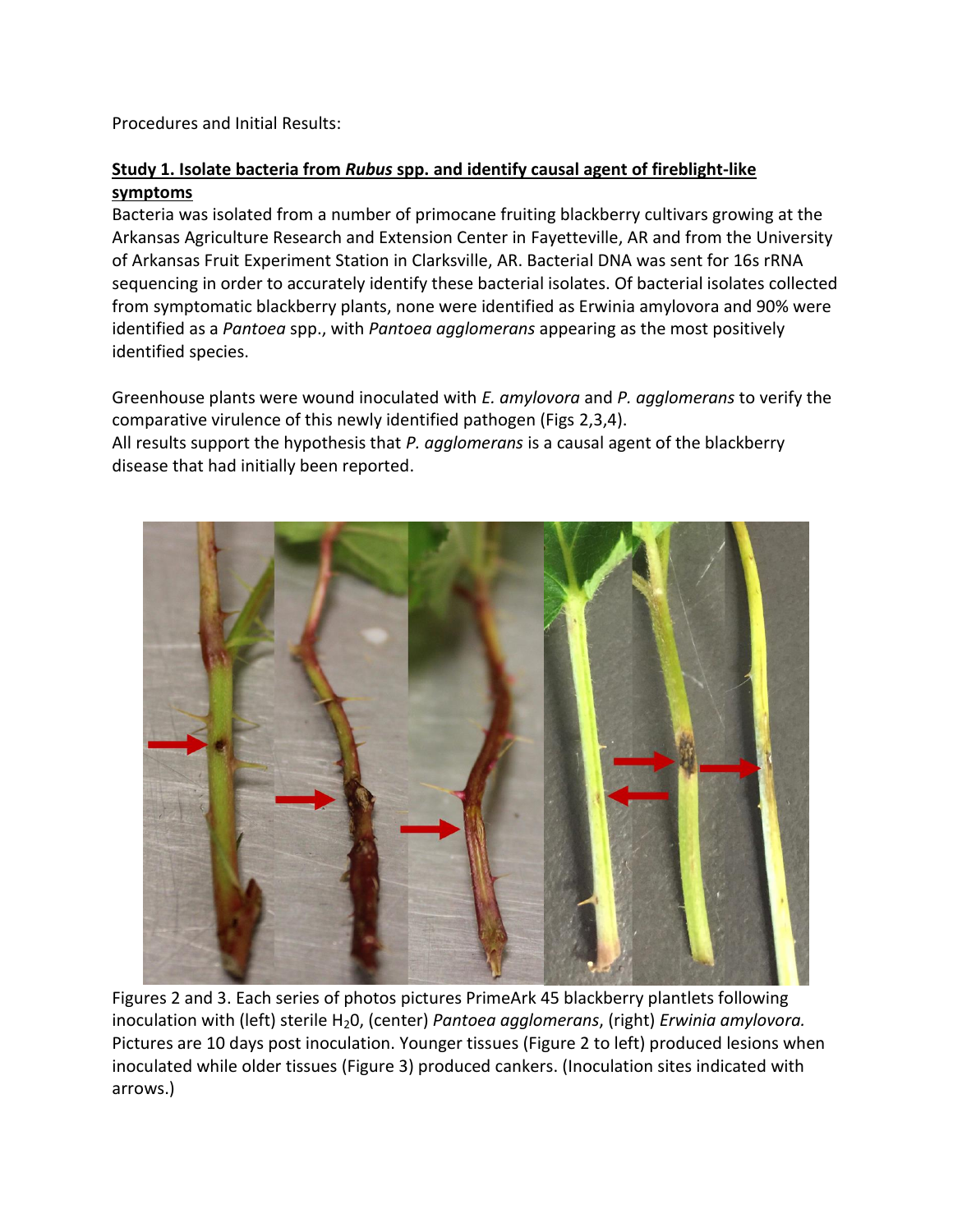Procedures and Initial Results:

**Study 1. Isolate bacteria from *Rubus* spp. and identify causal agent of fireblight-like symptoms**

Bacteria was isolated from a number of primocane fruiting blackberry cultivars growing at the Arkansas Agriculture Research and Extension Center in Fayetteville, AR and from the University of Arkansas Fruit Experiment Station in Clarksville, AR. Bacterial DNA was sent for 16s rRNA sequencing in order to accurately identify these bacterial isolates. Of bacterial isolates collected from symptomatic blackberry plants, none were identified as Erwinia amylovora and 90% were identified as a *Pantoea* spp., with *Pantoea agglomerans* appearing as the most positively identified species.

Greenhouse plants were wound inoculated with *E. amylovora* and *P. agglomerans* to verify the comparative virulence of this newly identified pathogen (Figs 2,3,4).
All results support the hypothesis that *P. agglomerans* is a causal agent of the blackberry disease that had initially been reported.

Figures 2 and 3. Each series of photos pictures PrimeArk 45 blackberry plantlets following inoculation with (left) sterile $H_2O$, (center) *Pantoea agglomerans*, (right) *Erwinia amylovora.* Pictures are 10 days post inoculation. Younger tissues (Figure 2 to left) produced lesions when inoculated while older tissues (Figure 3) produced cankers. (Inoculation sites indicated with arrows.)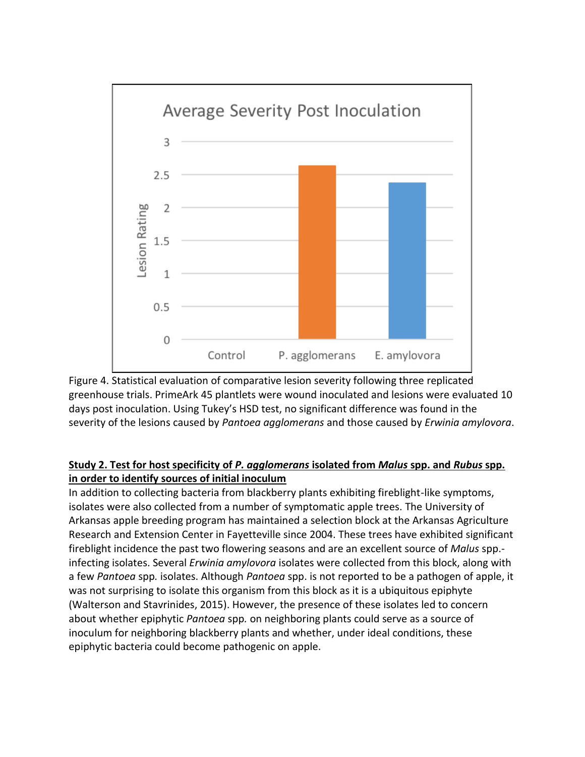Figure 4. Statistical evaluation of comparative lesion severity following three replicated greenhouse trials. PrimeArk 45 plantlets were wound inoculated and lesions were evaluated 10 days post inoculation. Using Tukey's HSD test, no significant difference was found in the severity of the lesions caused by *Pantoea agglomerans* and those caused by *Erwinia amylovora*.

**Study 2. Test for host specificity of *P. agglomerans* isolated from *Malus* spp. and *Rubus* spp. in order to identify sources of initial inoculum**

In addition to collecting bacteria from blackberry plants exhibiting fireblight-like symptoms, isolates were also collected from a number of symptomatic apple trees. The University of Arkansas apple breeding program has maintained a selection block at the Arkansas Agriculture Research and Extension Center in Fayetteville since 2004. These trees have exhibited significant fireblight incidence the past two flowering seasons and are an excellent source of *Malus* spp.-infecting isolates. Several *Erwinia amylovora* isolates were collected from this block, along with a few *Pantoea* spp. isolates. Although *Pantoea* spp. is not reported to be a pathogen of apple, it was not surprising to isolate this organism from this block as it is a ubiquitous epiphyte (Walterson and Stavrinides, 2015). However, the presence of these isolates led to concern about whether epiphytic *Pantoea* spp. on neighboring plants could serve as a source of inoculum for neighboring blackberry plants and whether, under ideal conditions, these epiphytic bacteria could become pathogenic on apple.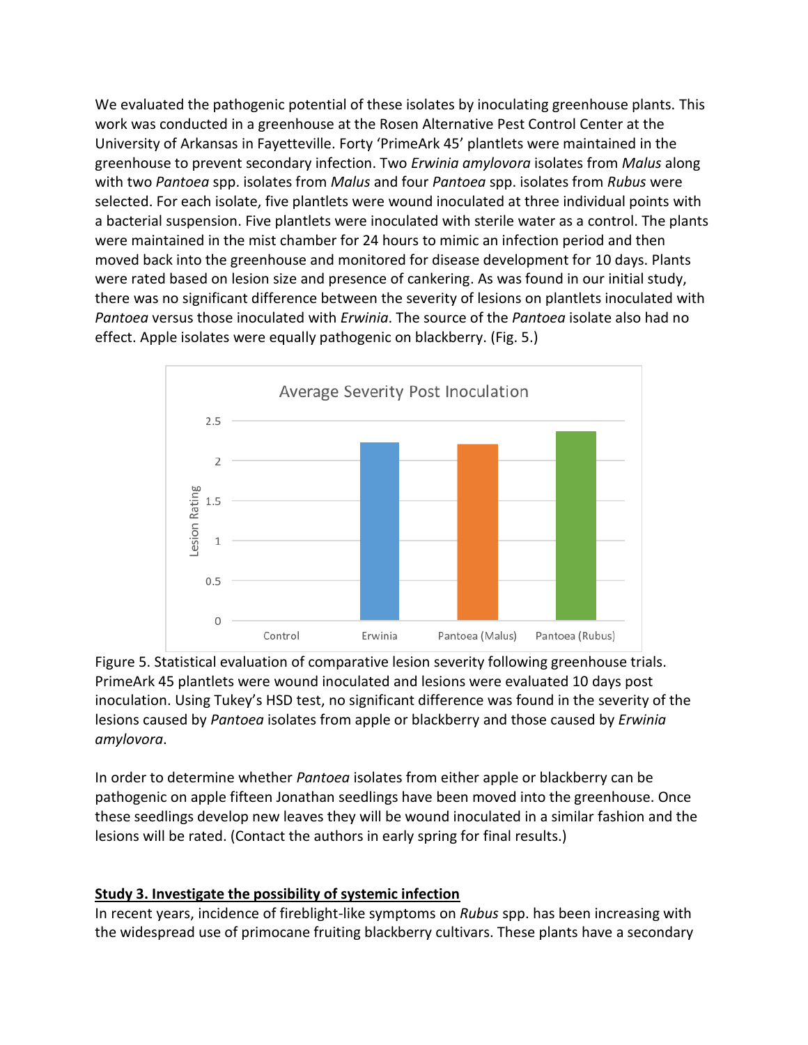We evaluated the pathogenic potential of these isolates by inoculating greenhouse plants. This work was conducted in a greenhouse at the Rosen Alternative Pest Control Center at the University of Arkansas in Fayetteville. Forty 'PrimeArk 45' plantlets were maintained in the greenhouse to prevent secondary infection. Two *Erwinia amylovora* isolates from *Malus* along with two *Pantoea* spp. isolates from *Malus* and four *Pantoea* spp. isolates from *Rubus* were selected. For each isolate, five plantlets were wound inoculated at three individual points with a bacterial suspension. Five plantlets were inoculated with sterile water as a control. The plants were maintained in the mist chamber for 24 hours to mimic an infection period and then moved back into the greenhouse and monitored for disease development for 10 days. Plants were rated based on lesion size and presence of cankering. As was found in our initial study, there was no significant difference between the severity of lesions on plantlets inoculated with *Pantoea* versus those inoculated with *Erwinia*. The source of the *Pantoea* isolate also had no effect. Apple isolates were equally pathogenic on blackberry. (Fig. 5.)

Figure 5. Statistical evaluation of comparative lesion severity following greenhouse trials. PrimeArk 45 plantlets were wound inoculated and lesions were evaluated 10 days post inoculation. Using Tukey's HSD test, no significant difference was found in the severity of the lesions caused by *Pantoea* isolates from apple or blackberry and those caused by *Erwinia amylovora*.

In order to determine whether *Pantoea* isolates from either apple or blackberry can be pathogenic on apple fifteen Jonathan seedlings have been moved into the greenhouse. Once these seedlings develop new leaves they will be wound inoculated in a similar fashion and the lesions will be rated. (Contact the authors in early spring for final results.)

## Study 3. Investigate the possibility of systemic infection

In recent years, incidence of fireblight-like symptoms on *Rubus* spp. has been increasing with the widespread use of primocane fruiting blackberry cultivars. These plants have a secondary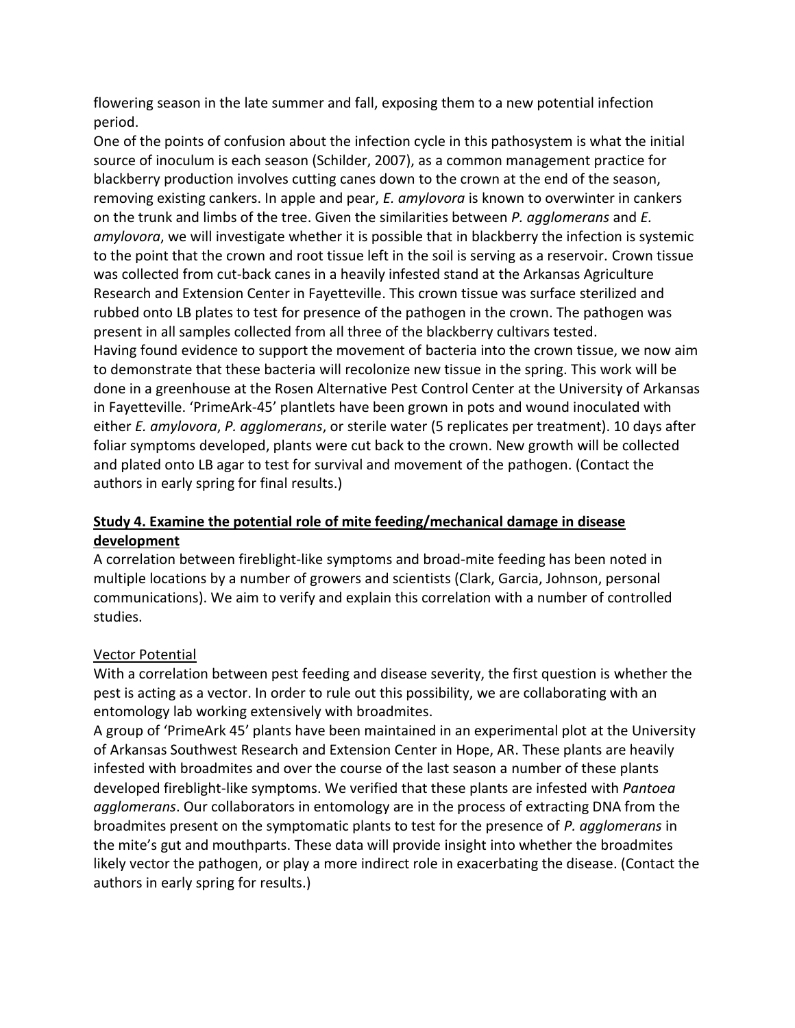flowering season in the late summer and fall, exposing them to a new potential infection period.

One of the points of confusion about the infection cycle in this pathosystem is what the initial source of inoculum is each season (Schilder, 2007), as a common management practice for blackberry production involves cutting canes down to the crown at the end of the season, removing existing cankers. In apple and pear, *E. amylovora* is known to overwinter in cankers on the trunk and limbs of the tree. Given the similarities between *P. agglomerans* and *E. amylovora*, we will investigate whether it is possible that in blackberry the infection is systemic to the point that the crown and root tissue left in the soil is serving as a reservoir. Crown tissue was collected from cut-back canes in a heavily infested stand at the Arkansas Agriculture Research and Extension Center in Fayetteville. This crown tissue was surface sterilized and rubbed onto LB plates to test for presence of the pathogen in the crown. The pathogen was present in all samples collected from all three of the blackberry cultivars tested.

Having found evidence to support the movement of bacteria into the crown tissue, we now aim to demonstrate that these bacteria will recolonize new tissue in the spring. This work will be done in a greenhouse at the Rosen Alternative Pest Control Center at the University of Arkansas in Fayetteville. 'PrimeArk-45' plantlets have been grown in pots and wound inoculated with either *E. amylovora*, *P. agglomerans*, or sterile water (5 replicates per treatment). 10 days after foliar symptoms developed, plants were cut back to the crown. New growth will be collected and plated onto LB agar to test for survival and movement of the pathogen. (Contact the authors in early spring for final results.)

## Study 4. Examine the potential role of mite feeding/mechanical damage in disease development

A correlation between fireblight-like symptoms and broad-mite feeding has been noted in multiple locations by a number of growers and scientists (Clark, Garcia, Johnson, personal communications). We aim to verify and explain this correlation with a number of controlled studies.

### Vector Potential

With a correlation between pest feeding and disease severity, the first question is whether the pest is acting as a vector. In order to rule out this possibility, we are collaborating with an entomology lab working extensively with broadmites.

A group of 'PrimeArk 45' plants have been maintained in an experimental plot at the University of Arkansas Southwest Research and Extension Center in Hope, AR. These plants are heavily infested with broadmites and over the course of the last season a number of these plants developed fireblight-like symptoms. We verified that these plants are infested with *Pantoea agglomerans*. Our collaborators in entomology are in the process of extracting DNA from the broadmites present on the symptomatic plants to test for the presence of *P. agglomerans* in the mite's gut and mouthparts. These data will provide insight into whether the broadmites likely vector the pathogen, or play a more indirect role in exacerbating the disease. (Contact the authors in early spring for results.)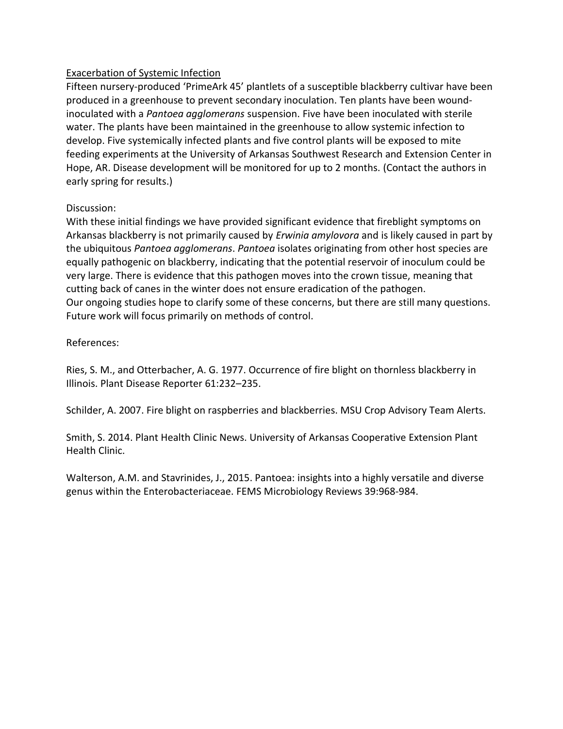<u>Exacerbation of Systemic Infection</u>

Fifteen nursery-produced 'PrimeArk 45' plantlets of a susceptible blackberry cultivar have been produced in a greenhouse to prevent secondary inoculation. Ten plants have been wound-inoculated with a *Pantoea agglomerans* suspension. Five have been inoculated with sterile water. The plants have been maintained in the greenhouse to allow systemic infection to develop. Five systemically infected plants and five control plants will be exposed to mite feeding experiments at the University of Arkansas Southwest Research and Extension Center in Hope, AR. Disease development will be monitored for up to 2 months. (Contact the authors in early spring for results.)

Discussion:

With these initial findings we have provided significant evidence that fireblight symptoms on Arkansas blackberry is not primarily caused by *Erwinia amylovora* and is likely caused in part by the ubiquitous *Pantoea agglomerans*. *Pantoea* isolates originating from other host species are equally pathogenic on blackberry, indicating that the potential reservoir of inoculum could be very large. There is evidence that this pathogen moves into the crown tissue, meaning that cutting back of canes in the winter does not ensure eradication of the pathogen.
Our ongoing studies hope to clarify some of these concerns, but there are still many questions. Future work will focus primarily on methods of control.

References:

Ries, S. M., and Otterbacher, A. G. 1977. Occurrence of fire blight on thornless blackberry in Illinois. Plant Disease Reporter 61:232–235.

Schilder, A. 2007. Fire blight on raspberries and blackberries. MSU Crop Advisory Team Alerts.

Smith, S. 2014. Plant Health Clinic News. University of Arkansas Cooperative Extension Plant Health Clinic.

Walterson, A.M. and Stavrinides, J., 2015. Pantoea: insights into a highly versatile and diverse genus within the Enterobacteriaceae. FEMS Microbiology Reviews 39:968-984.